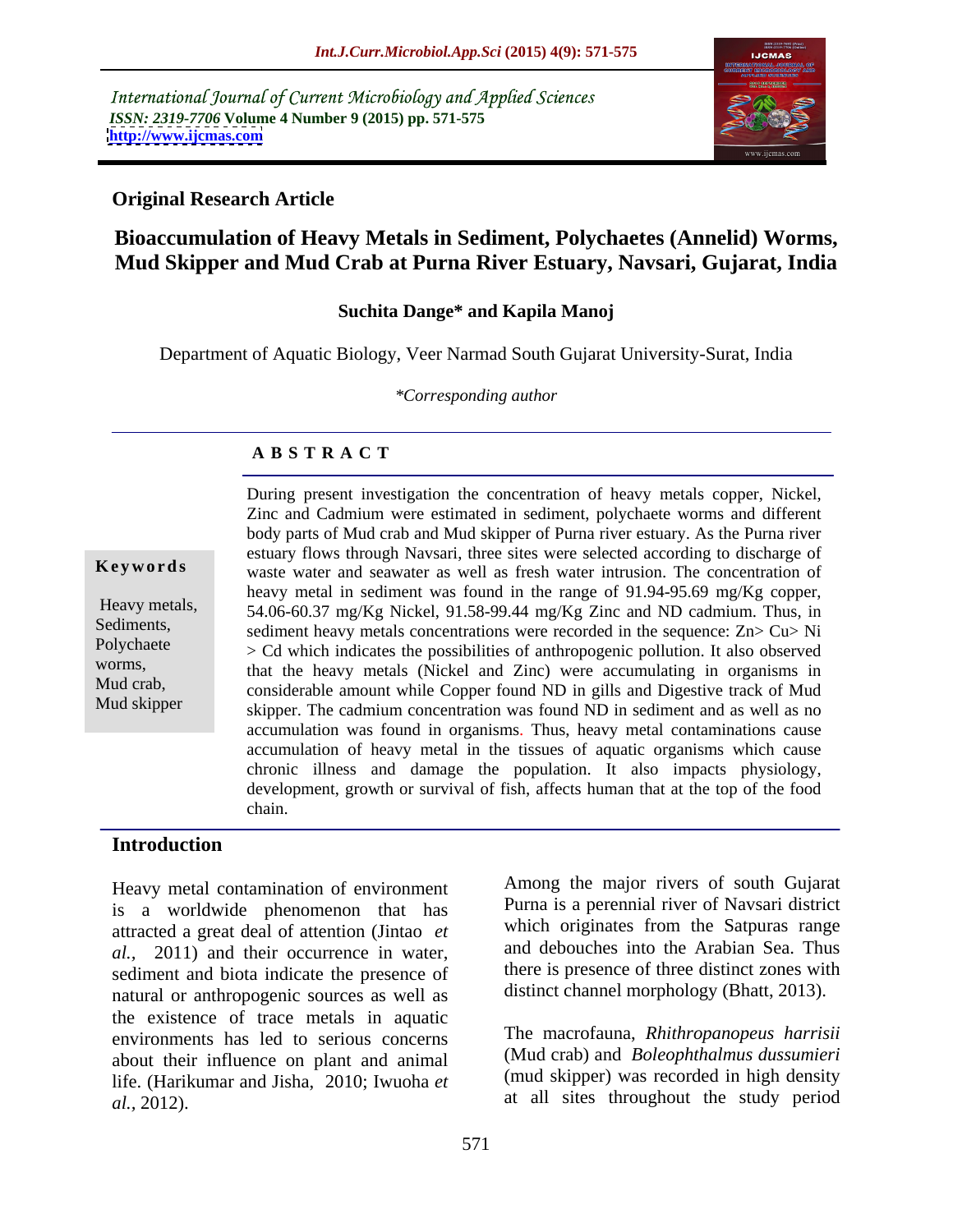International Journal of Current Microbiology and Applied Sciences
*ISSN: 2319-7706* **Volume 4 Number 9 (2015) pp. 571-575**
**http://www.ijcmas.com**

**Original Research Article**

# Bioaccumulation of Heavy Metals in Sediment, Polychaetes (Annelid) Worms, Mud Skipper and Mud Crab at Purna River Estuary, Navsari, Gujarat, India

**Suchita Dange\* and Kapila Manoj**

Department of Aquatic Biology, Veer Narmad South Gujarat University-Surat, India

*\*Corresponding author*

## A B S T R A C T

**Keywords**

Heavy metals, Sediments, Polychaete worms, Mud crab, Mud skipper

During present investigation the concentration of heavy metals copper, Nickel, Zinc and Cadmium were estimated in sediment, polychaete worms and different body parts of Mud crab and Mud skipper of Purna river estuary. As the Purna river estuary flows through Navsari, three sites were selected according to discharge of waste water and seawater as well as fresh water intrusion. The concentration of heavy metal in sediment was found in the range of 91.94-95.69 mg/Kg copper, 54.06-60.37 mg/Kg Nickel, 91.58-99.44 mg/Kg Zinc and ND cadmium. Thus, in sediment heavy metals concentrations were recorded in the sequence: Zn> Cu> Ni > Cd which indicates the possibilities of anthropogenic pollution. It also observed that the heavy metals (Nickel and Zinc) were accumulating in organisms in considerable amount while Copper found ND in gills and Digestive track of Mud skipper. The cadmium concentration was found ND in sediment and as well as no accumulation was found in organisms. Thus, heavy metal contaminations cause accumulation of heavy metal in the tissues of aquatic organisms which cause chronic illness and damage the population. It also impacts physiology, development, growth or survival of fish, affects human that at the top of the food chain.

## Introduction

Heavy metal contamination of environment is a worldwide phenomenon that has attracted a great deal of attention (Jintao *et al.,* 2011) and their occurrence in water, sediment and biota indicate the presence of natural or anthropogenic sources as well as the existence of trace metals in aquatic environments has led to serious concerns about their influence on plant and animal life. (Harikumar and Jisha, 2010; Iwuoha *et al.*, 2012).

Among the major rivers of south Gujarat Purna is a perennial river of Navsari district which originates from the Satpuras range and debouches into the Arabian Sea. Thus there is presence of three distinct zones with distinct channel morphology (Bhatt, 2013).

The macrofauna, *Rhithropanopeus harrisii* (Mud crab) and *Boleophthalmus dussumieri* (mud skipper) was recorded in high density at all sites throughout the study period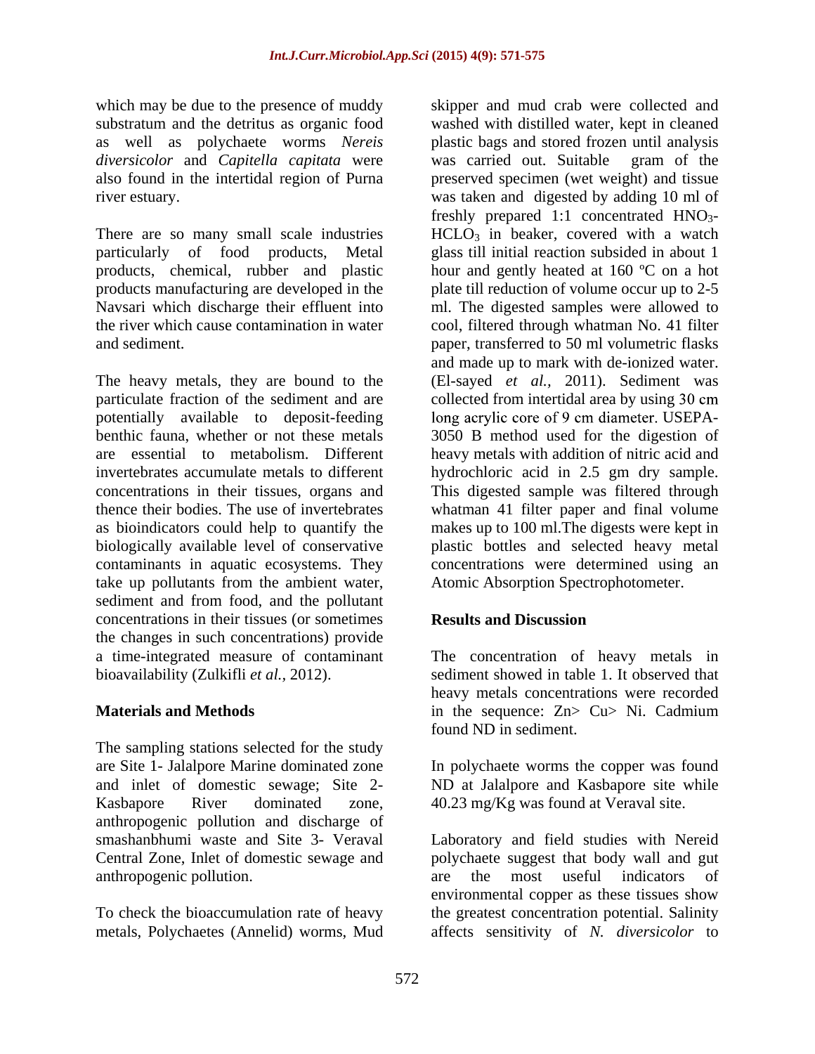which may be due to the presence of muddy substratum and the detritus as organic food as well as polychaete worms *Nereis diversicolor* and *Capitella capitata* were also found in the intertidal region of Purna river estuary.

There are so many small scale industries particularly of food products, Metal products, chemical, rubber and plastic products manufacturing are developed in the Navsari which discharge their effluent into the river which cause contamination in water and sediment.

The heavy metals, they are bound to the particulate fraction of the sediment and are potentially available to deposit-feeding benthic fauna, whether or not these metals are essential to metabolism. Different invertebrates accumulate metals to different concentrations in their tissues, organs and thence their bodies. The use of invertebrates as bioindicators could help to quantify the biologically available level of conservative contaminants in aquatic ecosystems. They take up pollutants from the ambient water, sediment and from food, and the pollutant concentrations in their tissues (or sometimes the changes in such concentrations) provide a time-integrated measure of contaminant bioavailability (Zulkifli *et al.*, 2012).

## Materials and Methods

The sampling stations selected for the study are Site 1- Jalalpore Marine dominated zone and inlet of domestic sewage; Site 2- Kasbapore River dominated zone, anthropogenic pollution and discharge of smashanbhumi waste and Site 3- Veraval Central Zone, Inlet of domestic sewage and anthropogenic pollution.

To check the bioaccumulation rate of heavy metals, Polychaetes (Annelid) worms, Mud skipper and mud crab were collected and washed with distilled water, kept in cleaned plastic bags and stored frozen until analysis was carried out. Suitable gram of the preserved specimen (wet weight) and tissue was taken and digested by adding 10 ml of freshly prepared 1:1 concentrated $HNO_3$-$HClO_3$ in beaker, covered with a watch glass till initial reaction subsided in about 1 hour and gently heated at 160 ºC on a hot plate till reduction of volume occur up to 2-5 ml. The digested samples were allowed to cool, filtered through whatman No. 41 filter paper, transferred to 50 ml volumetric flasks and made up to mark with de-ionized water. (El-sayed *et al.,* 2011). Sediment was collected from intertidal area by using 30 cm long acrylic core of 9 cm diameter. USEPA-3050 B method used for the digestion of heavy metals with addition of nitric acid and hydrochloric acid in 2.5 gm dry sample. This digested sample was filtered through whatman 41 filter paper and final volume makes up to 100 ml.The digests were kept in plastic bottles and selected heavy metal concentrations were determined using an Atomic Absorption Spectrophotometer.

## Results and Discussion

The concentration of heavy metals in sediment showed in table 1. It observed that heavy metals concentrations were recorded in the sequence: Zn> Cu> Ni. Cadmium found ND in sediment.

In polychaete worms the copper was found ND at Jalalpore and Kasbapore site while 40.23 mg/Kg was found at Veraval site.

Laboratory and field studies with Nereid polychaete suggest that body wall and gut are the most useful indicators of environmental copper as these tissues show the greatest concentration potential. Salinity affects sensitivity of *N. diversicolor* to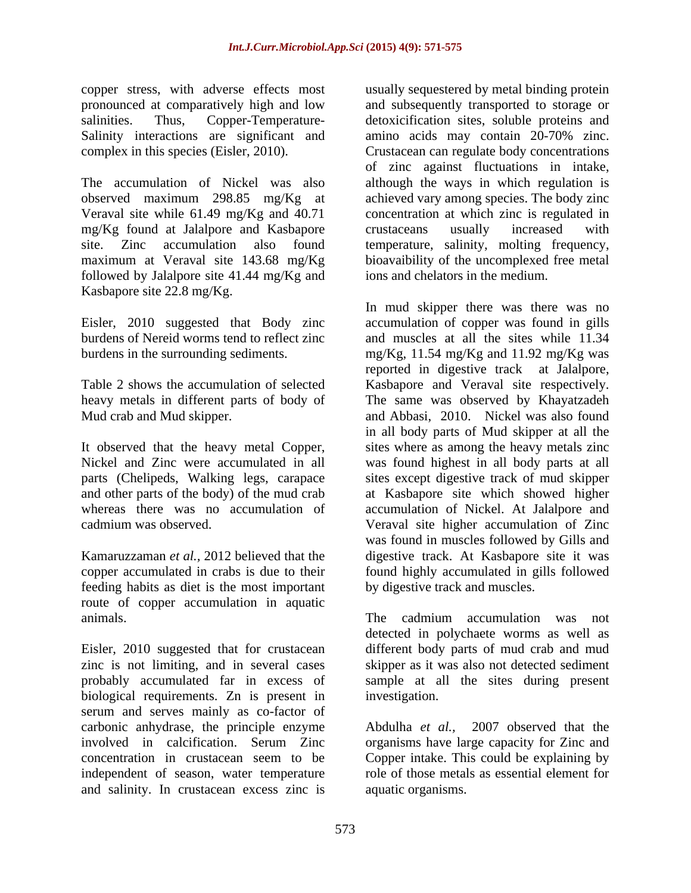copper stress, with adverse effects most pronounced at comparatively high and low salinities. Thus, Copper-Temperature-Salinity interactions are significant and complex in this species (Eisler, 2010).

The accumulation of Nickel was also observed maximum 298.85 mg/Kg at Veraval site while 61.49 mg/Kg and 40.71 mg/Kg found at Jalalpore and Kasbapore site. Zinc accumulation also found maximum at Veraval site 143.68 mg/Kg followed by Jalalpore site 41.44 mg/Kg and Kasbapore site 22.8 mg/Kg.

Eisler, 2010 suggested that Body zinc burdens of Nereid worms tend to reflect zinc burdens in the surrounding sediments.

Table 2 shows the accumulation of selected heavy metals in different parts of body of Mud crab and Mud skipper.

It observed that the heavy metal Copper, Nickel and Zinc were accumulated in all parts (Chelipeds, Walking legs, carapace and other parts of the body) of the mud crab whereas there was no accumulation of cadmium was observed.

Kamaruzzaman *et al.,* 2012 believed that the copper accumulated in crabs is due to their feeding habits as diet is the most important route of copper accumulation in aquatic animals.

Eisler, 2010 suggested that for crustacean zinc is not limiting, and in several cases probably accumulated far in excess of biological requirements. Zn is present in serum and serves mainly as co-factor of carbonic anhydrase, the principle enzyme involved in calcification. Serum Zinc concentration in crustacean seem to be independent of season, water temperature and salinity. In crustacean excess zinc is usually sequestered by metal binding protein and subsequently transported to storage or detoxicification sites, soluble proteins and amino acids may contain 20-70% zinc. Crustacean can regulate body concentrations of zinc against fluctuations in intake, although the ways in which regulation is achieved vary among species. The body zinc concentration at which zinc is regulated in crustaceans usually increased with temperature, salinity, molting frequency, bioavaibility of the uncomplexed free metal ions and chelators in the medium.

In mud skipper there was there was no accumulation of copper was found in gills and muscles at all the sites while 11.34 mg/Kg, 11.54 mg/Kg and 11.92 mg/Kg was reported in digestive track at Jalalpore, Kasbapore and Veraval site respectively. The same was observed by Khayatzadeh and Abbasi, 2010. Nickel was also found in all body parts of Mud skipper at all the sites where as among the heavy metals zinc was found highest in all body parts at all sites except digestive track of mud skipper at Kasbapore site which showed higher accumulation of Nickel. At Jalalpore and Veraval site higher accumulation of Zinc was found in muscles followed by Gills and digestive track. At Kasbapore site it was found highly accumulated in gills followed by digestive track and muscles.

The cadmium accumulation was not detected in polychaete worms as well as different body parts of mud crab and mud skipper as it was also not detected sediment sample at all the sites during present investigation.

Abdulha *et al.,* 2007 observed that the organisms have large capacity for Zinc and Copper intake. This could be explaining by role of those metals as essential element for aquatic organisms.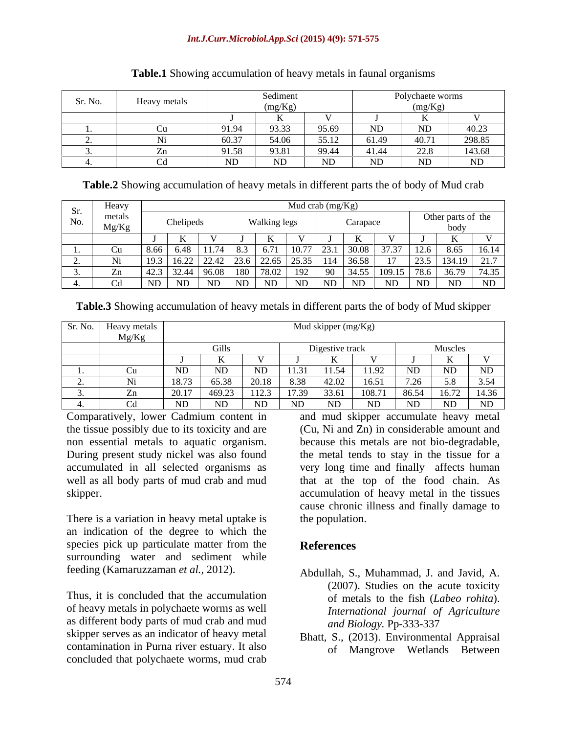**Table.1** Showing accumulation of heavy metals in faunal organisms

| Sr. No. | Heavy metals | Sediment (mg/Kg) | | | Polychaete worms (mg/Kg) | | |
|---|---|---|---|---|---|---|---|
| | | J | K | V | J | K | V |
| 1. | Cu | 91.94 | 93.33 | 95.69 | ND | ND | 40.23 |
| 2. | Ni | 60.37 | 54.06 | 55.12 | 61.49 | 40.71 | 298.85 |
| 3. | Zn | 91.58 | 93.81 | 99.44 | 41.44 | 22.8 | 143.68 |
| 4. | Cd | ND | ND | ND | ND | ND | ND |

**Table.2** Showing accumulation of heavy metals in different parts the of body of Mud crab

| Sr. No. | Heavy metals Mg/Kg | Mud crab (mg/Kg) | | | | | | | | | | | |
|---|---|---|---|---|---|---|---|---|---|---|---|---|---|
| | | Chelipeds | | | Walking legs | | | Carapace | | | Other parts of the body | | |
| | | J | K | V | J | K | V | J | K | V | J | K | V |
| 1. | Cu | 8.66 | 6.48 | 11.74 | 8.3 | 6.71 | 10.77 | 23.1 | 30.08 | 37.37 | 12.6 | 8.65 | 16.14 |
| 2. | Ni | 19.3 | 16.22 | 22.42 | 23.6 | 22.65 | 25.35 | 114 | 36.58 | 17 | 23.5 | 134.19 | 21.7 |
| 3. | Zn | 42.3 | 32.44 | 96.08 | 180 | 78.02 | 192 | 90 | 34.55 | 109.15 | 78.6 | 36.79 | 74.35 |
| 4. | Cd | ND | ND | ND | ND | ND | ND | ND | ND | ND | ND | ND | ND |

**Table.3** Showing accumulation of heavy metals in different parts the of body of Mud skipper

| Sr. No. | Heavy metals Mg/Kg | Mud skipper (mg/Kg) | | | | | | | | |
|---|---|---|---|---|---|---|---|---|---|---|
| | | Gills | | | Digestive track | | | Muscles | | |
| | | J | K | V | J | K | V | J | K | V |
| 1. | Cu | ND | ND | ND | 11.31 | 11.54 | 11.92 | ND | ND | ND |
| 2. | Ni | 18.73 | 65.38 | 20.18 | 8.38 | 42.02 | 16.51 | 7.26 | 5.8 | 3.54 |
| 3. | Zn | 20.17 | 469.23 | 112.3 | 17.39 | 33.61 | 108.71 | 86.54 | 16.72 | 14.36 |
| 4. | Cd | ND | ND | ND | ND | ND | ND | ND | ND | ND |

Comparatively, lower Cadmium content in the tissue possibly due to its toxicity and are non essential metals to aquatic organism. During present study nickel was also found accumulated in all selected organisms as well as all body parts of mud crab and mud skipper.

There is a variation in heavy metal uptake is an indication of the degree to which the species pick up particulate matter from the surrounding water and sediment while feeding (Kamaruzzaman *et al.,* 2012).

Thus, it is concluded that the accumulation of heavy metals in polychaete worms as well as different body parts of mud crab and mud skipper serves as an indicator of heavy metal contamination in Purna river estuary. It also concluded that polychaete worms, mud crab and mud skipper accumulate heavy metal (Cu, Ni and Zn) in considerable amount and because this metals are not bio-degradable, the metal tends to stay in the tissue for a very long time and finally affects human that at the top of the food chain. As accumulation of heavy metal in the tissues cause chronic illness and finally damage to the population.

## References

Abdullah, S., Muhammad, J. and Javid, A. (2007). Studies on the acute toxicity of metals to the fish (*Labeo rohita*). *International journal of Agriculture and Biology.* Pp-333-337

Bhatt, S., (2013). Environmental Appraisal of Mangrove Wetlands Between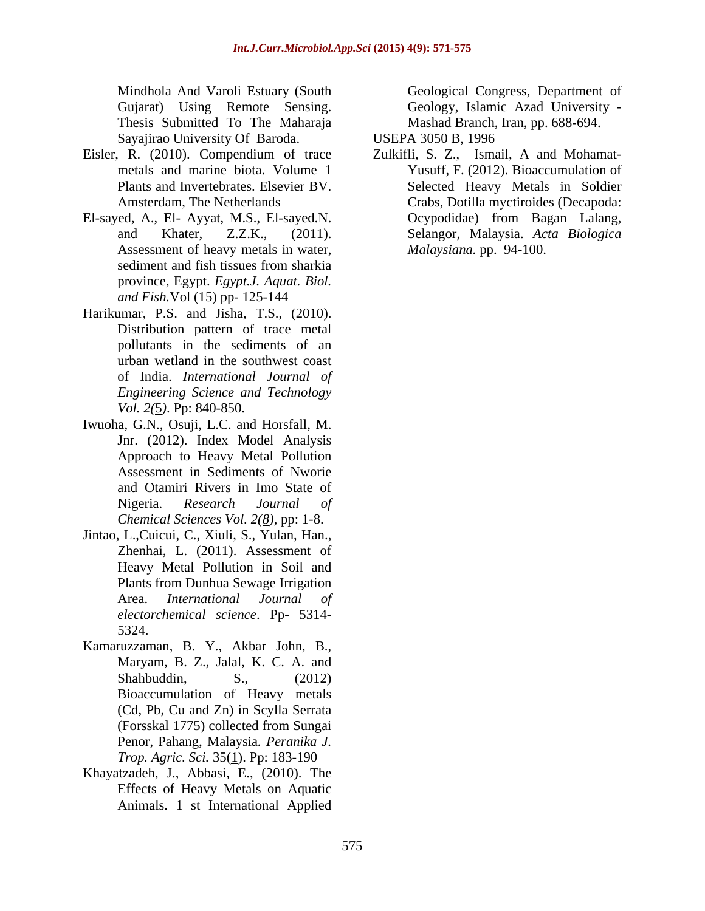Mindhola And Varoli Estuary (South Gujarat) Using Remote Sensing. Thesis Submitted To The Maharaja Sayajirao University Of Baroda.

Eisler, R. (2010). Compendium of trace metals and marine biota. Volume 1 Plants and Invertebrates. Elsevier BV. Amsterdam, The Netherlands

El-sayed, A., El- Ayyat, M.S., El-sayed.N. and Khater, Z.Z.K., (2011). Assessment of heavy metals in water, sediment and fish tissues from sharkia province, Egypt. *Egypt.J. Aquat. Biol. and Fish.*Vol (15) pp- 125-144

Harikumar, P.S. and Jisha, T.S., (2010). Distribution pattern of trace metal pollutants in the sediments of an urban wetland in the southwest coast of India. *International Journal of Engineering Science and Technology Vol. 2(*5*)*. Pp: 840-850.

Iwuoha, G.N., Osuji, L.C. and Horsfall, M. Jnr. (2012). Index Model Analysis Approach to Heavy Metal Pollution Assessment in Sediments of Nworie and Otamiri Rivers in Imo State of Nigeria. *Research Journal of Chemical Sciences Vol. 2(8)*, pp: 1-8.

Jintao, L.,Cuicui, C., Xiuli, S., Yulan, Han., Zhenhai, L. (2011). Assessment of Heavy Metal Pollution in Soil and Plants from Dunhua Sewage Irrigation Area. *International Journal of electorchemical science*. Pp- 5314-5324.

Kamaruzzaman, B. Y., Akbar John, B., Maryam, B. Z., Jalal, K. C. A. and Shahbuddin, S., (2012) Bioaccumulation of Heavy metals (Cd, Pb, Cu and Zn) in Scylla Serrata (Forsskal 1775) collected from Sungai Penor, Pahang, Malaysia. *Peranika J. Trop. Agric. Sci.* 35(1). Pp: 183-190

Khayatzadeh, J., Abbasi, E., (2010). The Effects of Heavy Metals on Aquatic Animals. 1 st International Applied Geological Congress, Department of Geology, Islamic Azad University - Mashad Branch, Iran, pp. 688-694.

USEPA 3050 B, 1996

Zulkifli, S. Z., Ismail, A and Mohamat-Yusuff, F. (2012). Bioaccumulation of Selected Heavy Metals in Soldier Crabs, Dotilla myctiroides (Decapoda: Ocypodidae) from Bagan Lalang, Selangor, Malaysia. *Acta Biologica Malaysiana.* pp. 94-100.